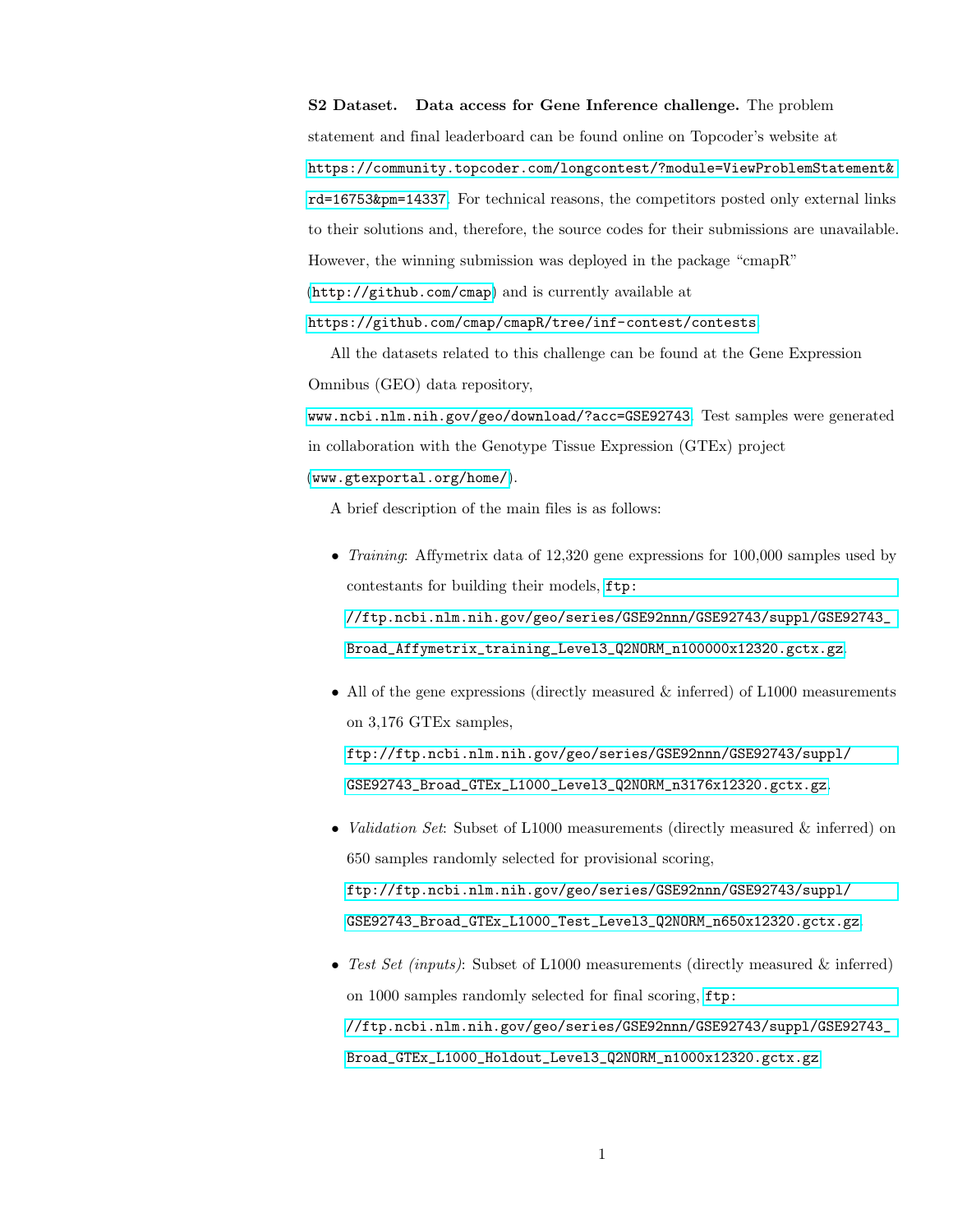**S2 Dataset. Data access for Gene Inference challenge.** The problem statement and final leaderboard can be found online on Topcoder's website at https://community.topcoder.com/longcontest/?module=ViewProblemStatement&rd=16753&pm=14337. For technical reasons, the competitors posted only external links to their solutions and, therefore, the source codes for their submissions are unavailable. However, the winning submission was deployed in the package "cmapR" (http://github.com/cmap) and is currently available at https://github.com/cmap/cmapR/tree/inf-contest/contests.

All the datasets related to this challenge can be found at the Gene Expression Omnibus (GEO) data repository, www.ncbi.nlm.nih.gov/geo/download/?acc=GSE92743. Test samples were generated in collaboration with the Genotype Tissue Expression (GTEx) project (www.gtexportal.org/home/).

A brief description of the main files is as follows:

- *Training*: Affymetrix data of 12,320 gene expressions for 100,000 samples used by contestants for building their models, ftp://ftp.ncbi.nlm.nih.gov/geo/series/GSE92nnn/GSE92743/suppl/GSE92743_Broad_Affymetrix_training_Level3_Q2NORM_n100000x12320.gctx.gz.

- All of the gene expressions (directly measured & inferred) of L1000 measurements on 3,176 GTEx samples, ftp://ftp.ncbi.nlm.nih.gov/geo/series/GSE92nnn/GSE92743/suppl/GSE92743_Broad_GTEx_L1000_Level3_Q2NORM_n3176x12320.gctx.gz.

- *Validation Set*: Subset of L1000 measurements (directly measured & inferred) on 650 samples randomly selected for provisional scoring, ftp://ftp.ncbi.nlm.nih.gov/geo/series/GSE92nnn/GSE92743/suppl/GSE92743_Broad_GTEx_L1000_Test_Level3_Q2NORM_n650x12320.gctx.gz.

- *Test Set (inputs)*: Subset of L1000 measurements (directly measured & inferred) on 1000 samples randomly selected for final scoring, ftp://ftp.ncbi.nlm.nih.gov/geo/series/GSE92nnn/GSE92743/suppl/GSE92743_Broad_GTEx_L1000_Holdout_Level3_Q2NORM_n1000x12320.gctx.gz.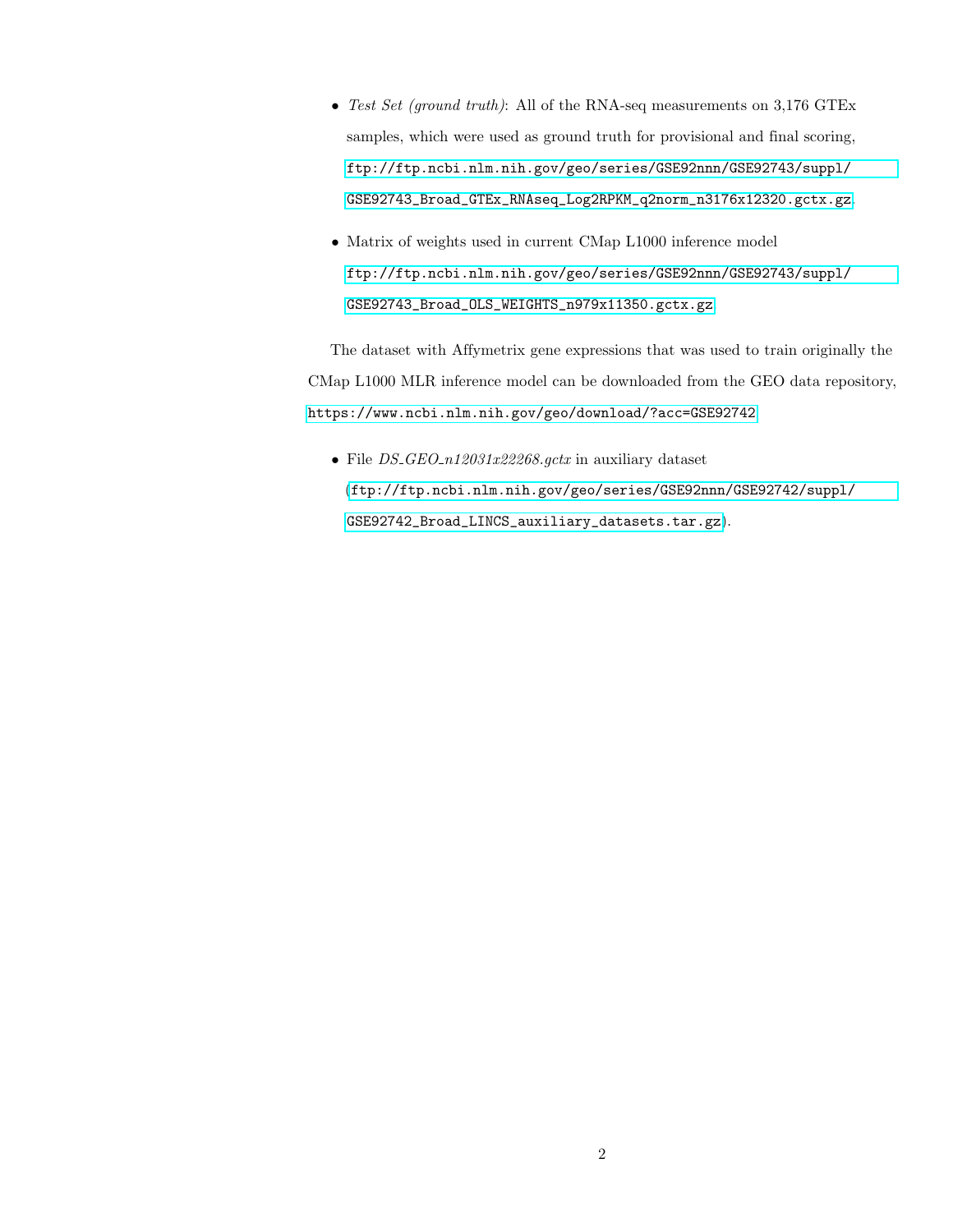- *Test Set (ground truth)*: All of the RNA-seq measurements on 3,176 GTEx samples, which were used as ground truth for provisional and final scoring, ftp://ftp.ncbi.nlm.nih.gov/geo/series/GSE92nnn/GSE92743/suppl/GSE92743_Broad_GTEx_RNAseq_Log2RPKM_q2norm_n3176x12320.gctx.gz.

- Matrix of weights used in current CMap L1000 inference model ftp://ftp.ncbi.nlm.nih.gov/geo/series/GSE92nnn/GSE92743/suppl/GSE92743_Broad_OLS_WEIGHTS_n979x11350.gctx.gz

The dataset with Affymetrix gene expressions that was used to train originally the CMap L1000 MLR inference model can be downloaded from the GEO data repository, https://www.ncbi.nlm.nih.gov/geo/download/?acc=GSE92742

- File *DS_GEO_n12031x22268.gctx* in auxiliary dataset (ftp://ftp.ncbi.nlm.nih.gov/geo/series/GSE92nnn/GSE92742/suppl/GSE92742_Broad_LINCS_auxiliary_datasets.tar.gz).